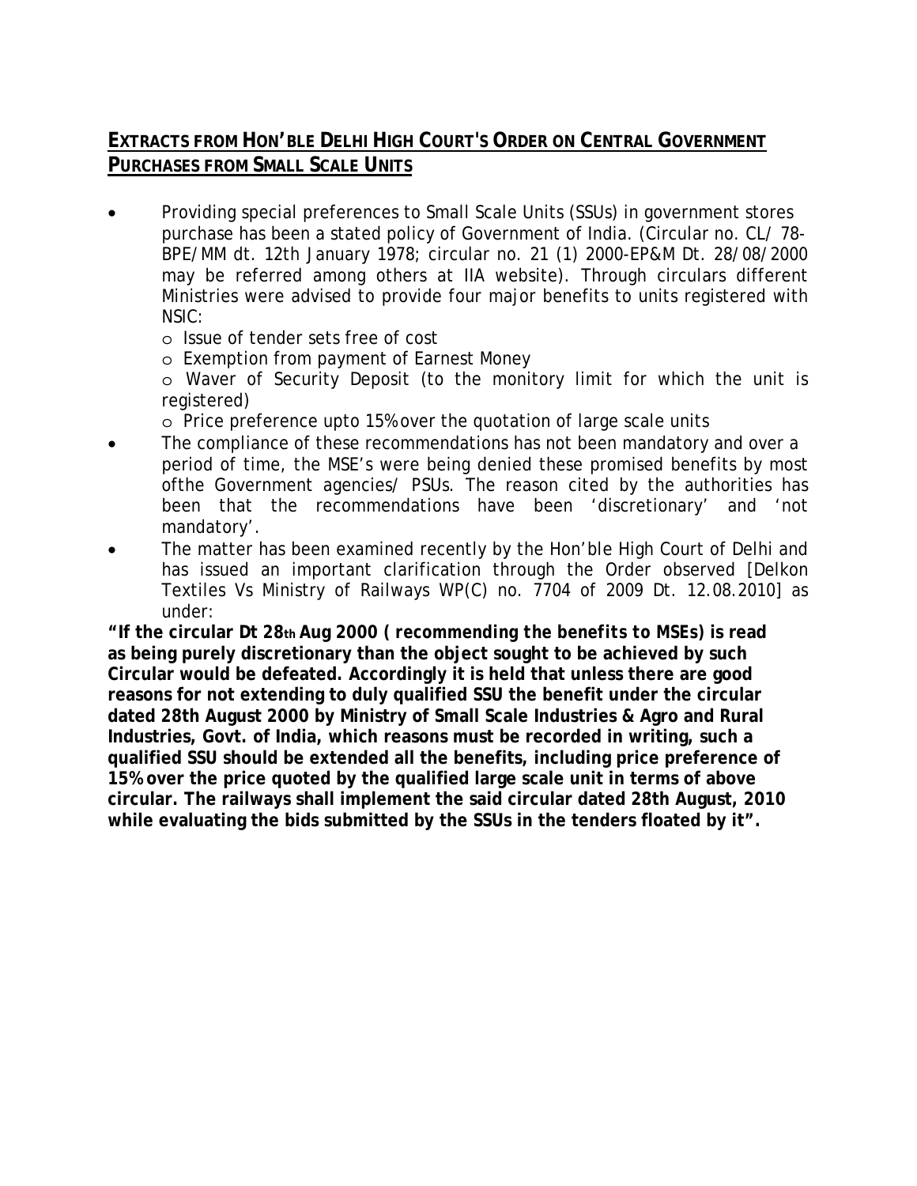## EXTRACTS FROM HON'BLE DELHI HIGH COURT'S ORDER ON CENTRAL GOVERNMENT PURCHASES FROM SMALL SCALE UNITS

- Providing special preferences to Small Scale Units (SSUs) in government stores purchase has been a stated policy of Government of India. (Circular no. CL/ 78-BPE/MM dt. 12th January 1978; circular no. 21 (1) 2000-EP&M Dt. 28/08/2000 may be referred among others at IIA website). Through circulars different Ministries were advised to provide four major benefits to units registered with NSIC:
  - Issue of tender sets free of cost
  - Exemption from payment of Earnest Money
  - Waver of Security Deposit (to the monitory limit for which the unit is registered)
  - Price preference upto 15% over the quotation of large scale units
- The compliance of these recommendations has not been mandatory and over a period of time, the MSE's were being denied these promised benefits by most ofthe Government agencies/ PSUs. The reason cited by the authorities has been that the recommendations have been 'discretionary' and 'not mandatory'.
- The matter has been examined recently by the Hon'ble High Court of Delhi and has issued an important clarification through the Order observed [Delkon Textiles Vs Ministry of Railways WP(C) no. 7704 of 2009 Dt. 12.08.2010] as under:

**"If the circular Dt 28th Aug 2000 ( *recommending the benefits to MSEs*) is read as being purely discretionary than the object sought to be achieved by such Circular would be defeated. Accordingly it is held that unless there are good reasons for not extending to duly qualified SSU the benefit under the circular dated 28th August 2000 by Ministry of Small Scale Industries & Agro and Rural Industries, Govt. of India, which reasons must be recorded in writing, such a qualified SSU should be extended all the benefits, including price preference of 15% over the price quoted by the qualified large scale unit in terms of above circular. The railways shall implement the said circular dated 28th August, 2010 while evaluating the bids submitted by the SSUs in the tenders floated by it".**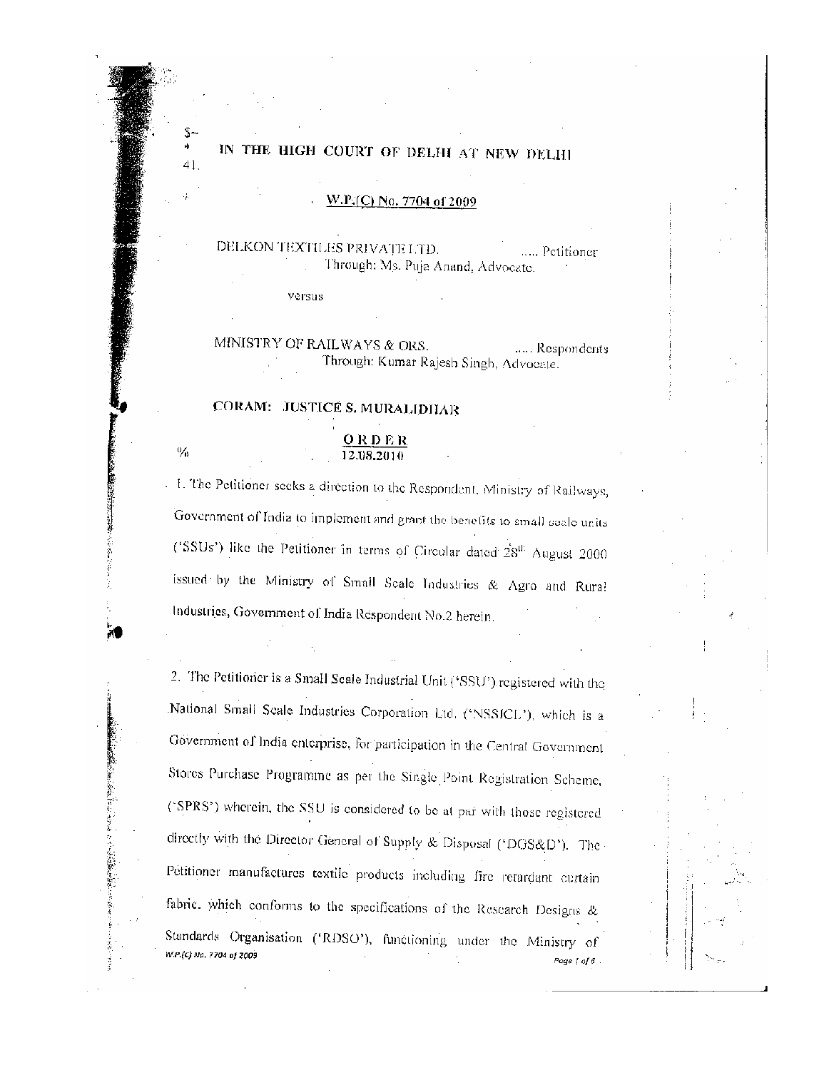$-
\*
41.

# IN THE HIGH COURT OF DELHI AT NEW DELHI

**W.P.(C) No. 7704 of 2009**

DELKON TEXTILES PRIVATE LTD. ..... Petitioner
Through: Ms. Puja Anand, Advocate.

versus

MINISTRY OF RAILWAYS & ORS. ..... Respondents
Through: Kumar Rajesh Singh, Advocate.

**CORAM: JUSTICE S. MURALIDHAR**

**ORDER**
%
12.08.2010

1. The Petitioner seeks a direction to the Respondent, Ministry of Railways, Government of India to implement and grant the benefits to small scale units ('SSUs') like the Petitioner in terms of Circular dated 28th August 2000 issued by the Ministry of Small Scale Industries & Agro and Rural Industries, Government of India Respondent No.2 herein.

2. The Petitioner is a Small Scale Industrial Unit ('SSU') registered with the National Small Scale Industries Corporation Ltd. ('NSSICL'), which is a Government of India enterprise, for participation in the Central Government Stores Purchase Programme as per the Single Point Registration Scheme, ('SPRS') wherein, the SSU is considered to be at par with those registered directly with the Director General of Supply & Disposal ('DGS&D'). The Petitioner manufactures textile products including fire retardant curtain fabric, which conforms to the specifications of the Research Designs & Standards Organisation ('RDSO'), functioning under the Ministry of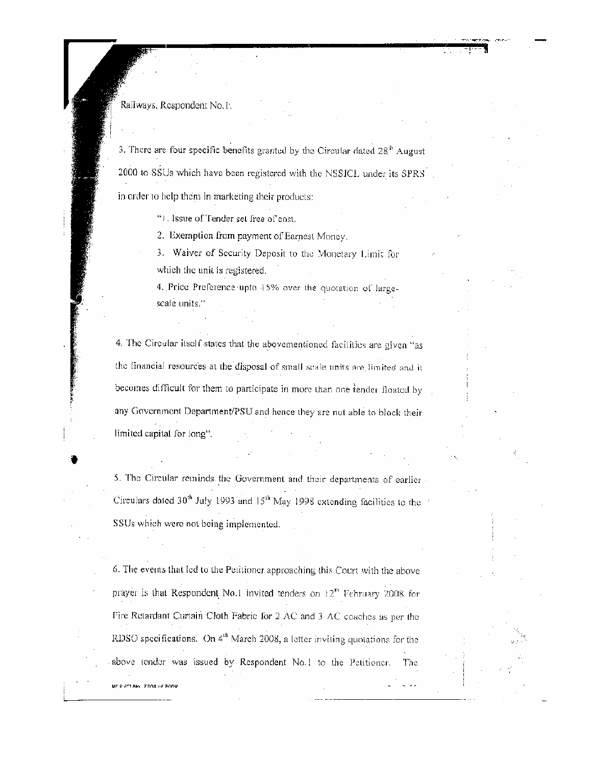Railways, Respondent No.1.

3. There are four specific benefits granted by the Circular dated 28th August 2000 to SSUs which have been registered with the NSSICL under its SPRS in order to help them in marketing their products:

> "1. Issue of Tender set free of cost.
>
> 2. Exemption from payment of Earnest Money.
>
> 3. Waiver of Security Deposit to the Monetary Limit for which the unit is registered.
>
> 4. Price Preference upto 15% over the quotation of large-scale units."

4. The Circular itself states that the abovementioned facilities are given "as the financial resources at the disposal of small scale units are limited and it becomes difficult for them to participate in more than one tender floated by any Government Department/PSU and hence they are not able to block their limited capital for long".

5. The Circular reminds the Government and their departments of earlier Circulars dated 30th July 1993 and 15th May 1998 extending facilities to the SSUs which were not being implemented.

6. The events that led to the Petitioner approaching this Court with the above prayer is that Respondent No.1 invited tenders on 12th February 2008 for Fire Retardant Curtain Cloth Fabric for 2 AC and 3 AC coaches as per the RDSO specifications. On 4th March 2008, a letter inviting quotations for the above tender was issued by Respondent No.1 to the Petitioner. The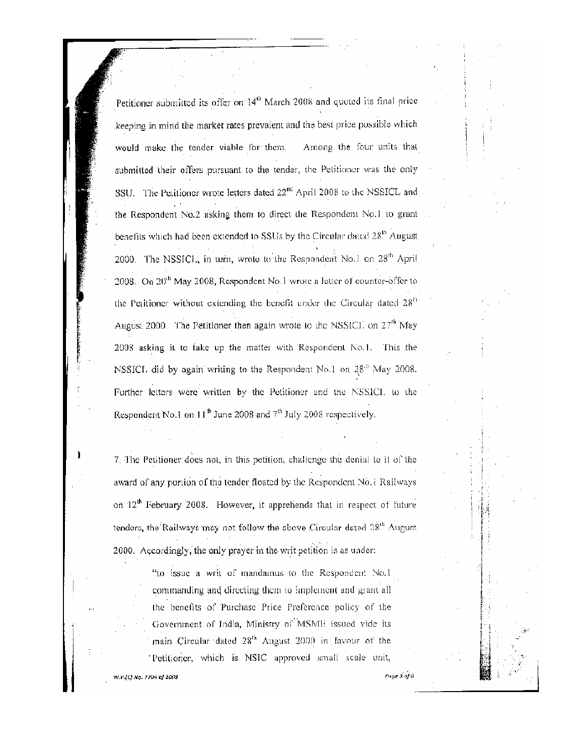Petitioner submitted its offer on 14th March 2008 and quoted its final price keeping in mind the market rates prevalent and the best price possible which would make the tender viable for them. Among the four units that submitted their offers pursuant to the tender, the Petitioner was the only SSU. The Petitioner wrote letters dated 22nd April 2008 to the NSSICL and the Respondent No.2 asking them to direct the Respondent No.1 to grant benefits which had been extended to SSUs by the Circular dated 28th August 2000. The NSSICL, in turn, wrote to the Respondent No.1 on 28th April 2008. On 20th May 2008, Respondent No.1 wrote a letter of counter-offer to the Petitioner without extending the benefit under the Circular dated 28th August 2000. The Petitioner then again wrote to the NSSICL on 27th May 2008 asking it to take up the matter with Respondent No.1. This the NSSICL did by again writing to the Respondent No.1 on 28th May 2008. Further letters were written by the Petitioner and the NSSICL to the Respondent No.1 on 11th June 2008 and 7th July 2008 respectively.

7. The Petitioner does not, in this petition, challenge the denial to it of the award of any portion of the tender floated by the Respondent No.1 Railways on 12th February 2008. However, it apprehends that in respect of future tenders, the Railways may not follow the above Circular dated 28th August 2000. Accordingly, the only prayer in the writ petition is as under:

> "to issue a writ of mandamus to the Respondent No.1 commanding and directing them to implement and grant all the benefits of Purchase Price Preference policy of the Government of India, Ministry of MSME issued vide its main Circular dated 28th August 2000 in favour of the Petitioner, which is NSIC approved small scale unit,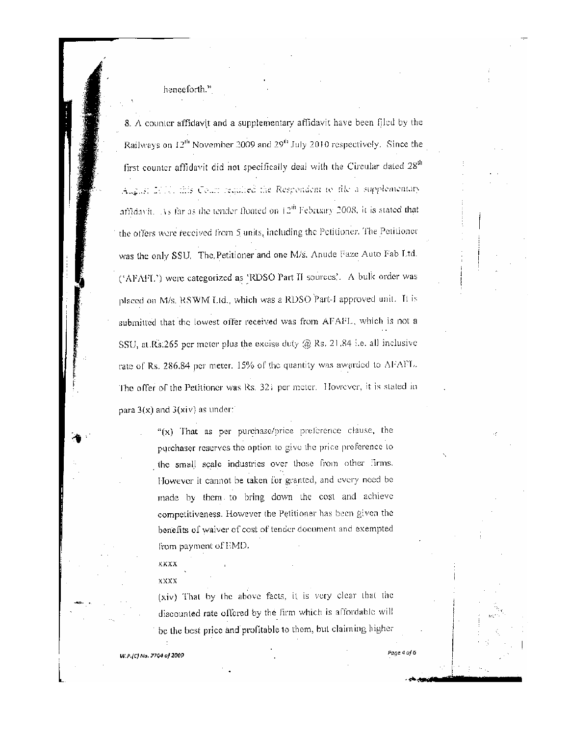henceforth."

8. A counter affidavit and a supplementary affidavit have been filed by the Railways on 12th November 2009 and 29th July 2010 respectively. Since the first counter affidavit did not specifically deal with the Circular dated 28th August 2010, this Court required the Respondent to file a supplementary affidavit. As far as the tender floated on 12th February 2008, it is stated that the offers were received from 5 units, including the Petitioner. The Petitioner was the only SSU. The Petitioner and one M/s. Anude Faze Auto Fab Ltd. ('AFAFL') were categorized as 'RDSO Part II sources'. A bulk order was placed on M/s. RSWM Ltd., which was a RDSO Part-I approved unit. It is submitted that the lowest offer received was from AFAFL, which is not a SSU, at Rs.265 per meter plus the excise duty @ Rs. 21.84 i.e. all inclusive rate of Rs. 286.84 per meter. 15% of the quantity was awarded to AFAFL. The offer of the Petitioner was Rs. 321 per meter. However, it is stated in para 3(x) and 3(xiv) as under:

> "(x) That as per purchase/price preference clause, the purchaser reserves the option to give the price preference to the small scale industries over those from other firms. However it cannot be taken for granted, and every need be made by them to bring down the cost and achieve competitiveness. However the Petitioner has been given the benefits of waiver of cost of tender document and exempted from payment of EMD.
>
> xxxx
>
> xxxx
>
> (xiv) That by the above facts, it is very clear that the discounted rate offered by the firm which is affordable will be the best price and profitable to them, but claiming higher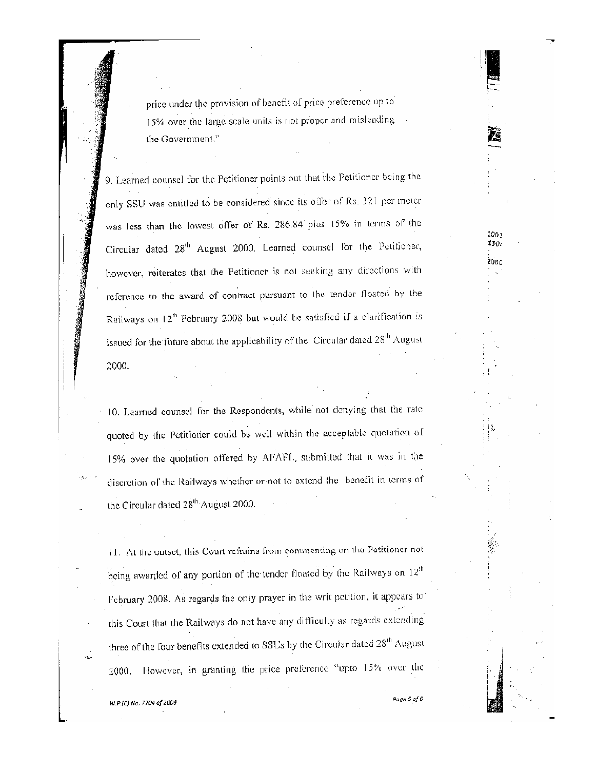price under the provision of benefit of price preference up to 15% over the large scale units is not proper and misleading the Government."

9. Learned counsel for the Petitioner points out that the Petitioner being the only SSU was entitled to be considered since its offer of Rs. 321 per meter was less than the lowest offer of Rs. 286.84 plus 15% in terms of the Circular dated 28th August 2000. Learned counsel for the Petitioner, however, reiterates that the Petitioner is not seeking any directions with reference to the award of contract pursuant to the tender floated by the Railways on 12th February 2008 but would be satisfied if a clarification is issued for the future about the applicability of the Circular dated 28th August 2000.

10. Learned counsel for the Respondents, while not denying that the rate quoted by the Petitioner could be well within the acceptable quotation of 15% over the quotation offered by AFAFL, submitted that it was in the discretion of the Railways whether or not to extend the benefit in terms of the Circular dated 28th August 2000.

11. At the outset, this Court refrains from commenting on the Petitioner not being awarded of any portion of the tender floated by the Railways on 12th February 2008. As regards the only prayer in the writ petition, it appears to this Court that the Railways do not have any difficulty as regards extending three of the four benefits extended to SSUs by the Circular dated 28th August 2000. However, in granting the price preference "upto 15% over the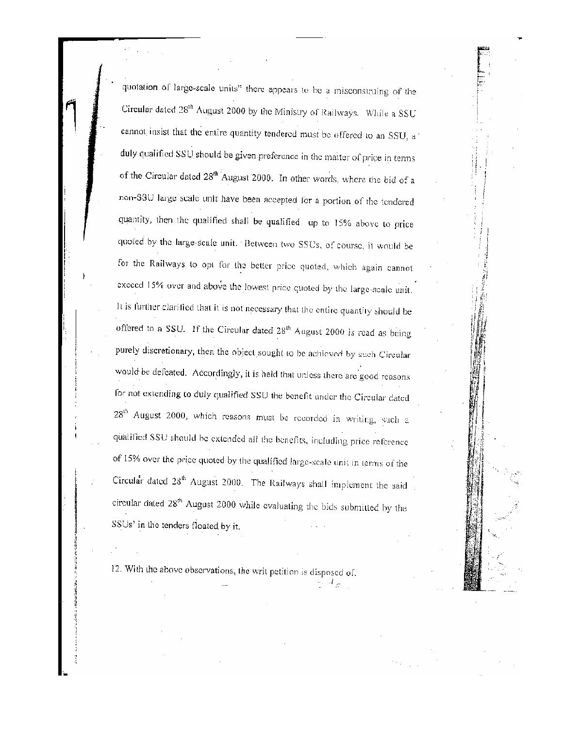quotation of large-scale units" there appears to be a misconstruing of the Circular dated 28th August 2000 by the Ministry of Railways. While a SSU cannot insist that the entire quantity tendered must be offered to an SSU, a duly qualified SSU should be given preference in the matter of price in terms of the Circular dated 28th August 2000. In other words, where the bid of a non-SSU large scale unit have been accepted for a portion of the tendered quantity, then the qualified shall be qualified up to 15% above to price quoted by the large-scale unit. Between two SSUs, of course, it would be for the Railways to opt for the better price quoted, which again cannot exceed 15% over and above the lowest price quoted by the large-scale unit. It is further clarified that it is not necessary that the entire quantity should be offered to a SSU. If the Circular dated 28th August 2000 is read as being purely discretionary, then the object sought to be achieved by such Circular would be defeated. Accordingly, it is held that unless there are good reasons for not extending to duly qualified SSU the benefit under the Circular dated 28th August 2000, which reasons must be recorded in writing, such a qualified SSU should be extended all the benefits, including price reference of 15% over the price quoted by the qualified large-scale unit in terms of the Circular dated 28th August 2000. The Railways shall implement the said circular dated 28th August 2000 while evaluating the bids submitted by the SSUs' in the tenders floated by it.

12. With the above observations, the writ petition is disposed of.